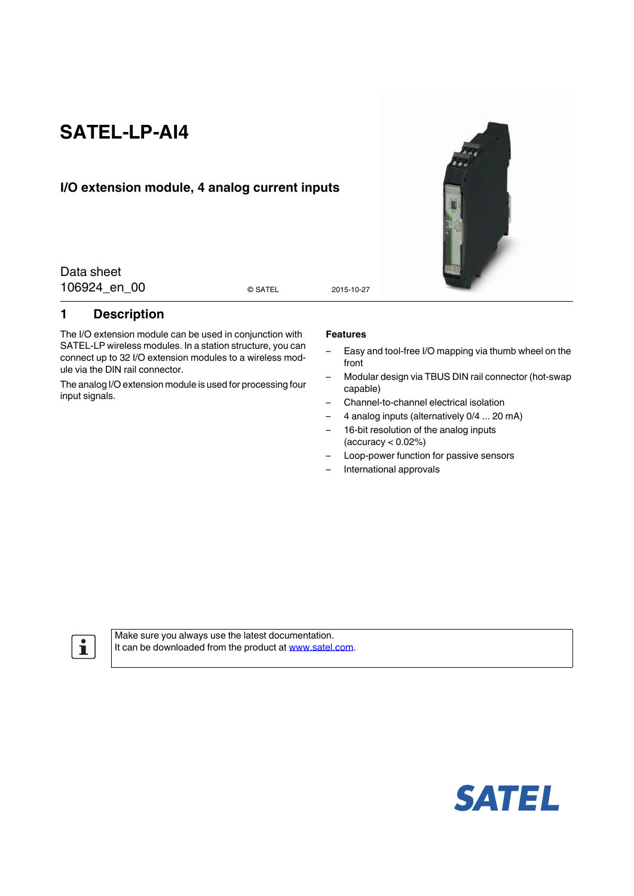# SATEL-LP-AI4

## I/O extension module, 4 analog current inputs

Data sheet
106924_en_00

© SATEL 2015-10-27

## 1 Description

The I/O extension module can be used in conjunction with SATEL-LP wireless modules. In a station structure, you can connect up to 32 I/O extension modules to a wireless module via the DIN rail connector.

The analog I/O extension module is used for processing four input signals.

**Features**

- Easy and tool-free I/O mapping via thumb wheel on the front
- Modular design via TBUS DIN rail connector (hot-swap capable)
- Channel-to-channel electrical isolation
- 4 analog inputs (alternatively 0/4 ... 20 mA)
- 16-bit resolution of the analog inputs (accuracy < 0.02%)
- Loop-power function for passive sensors
- International approvals

Make sure you always use the latest documentation.
It can be downloaded from the product at www.satel.com.

SATEL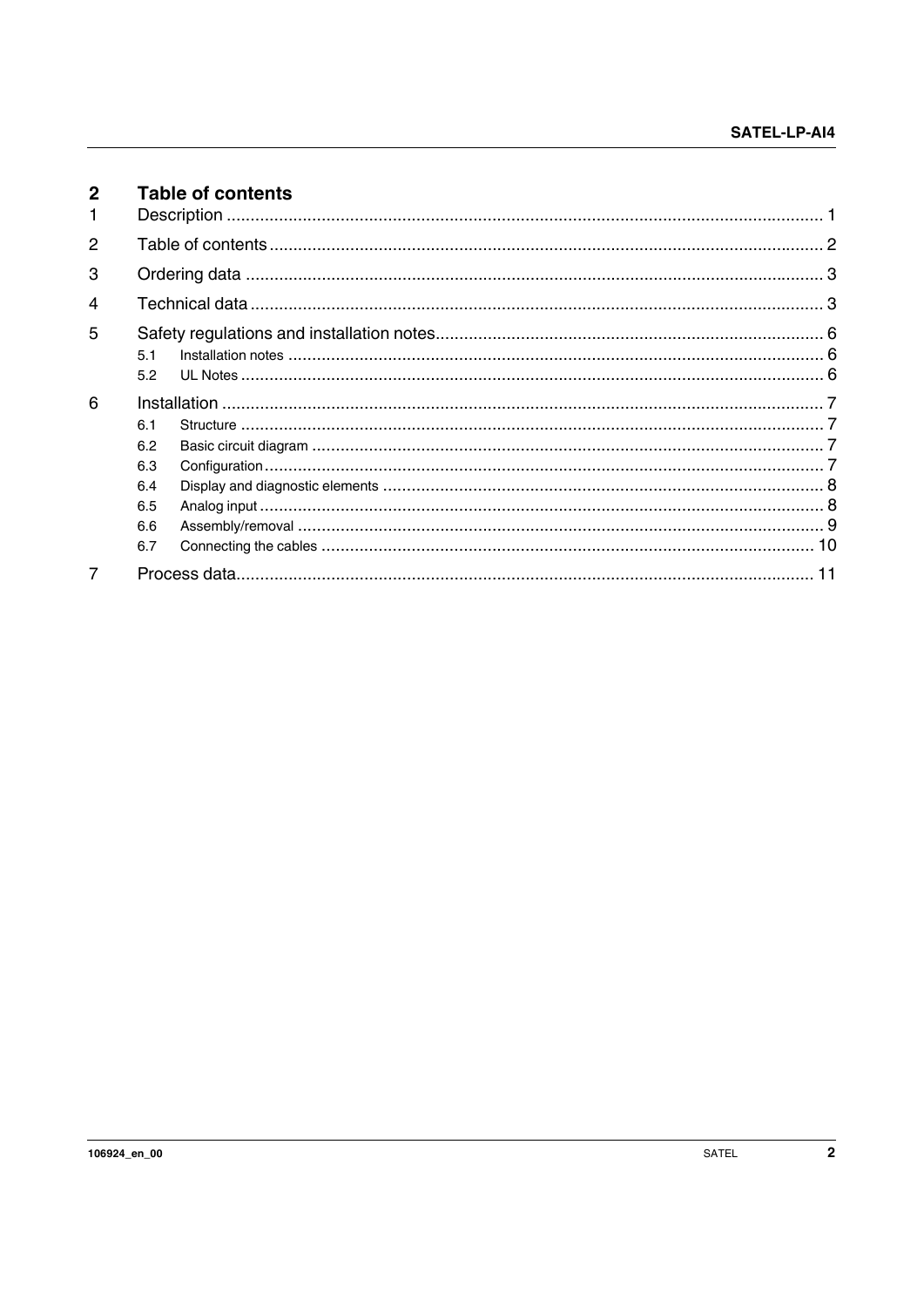## 2 Table of contents

1 Description ........................................................................................................................ 1

2 Table of contents ................................................................................................................ 2

3 Ordering data ..................................................................................................................... 3

4 Technical data .................................................................................................................... 3

5 Safety regulations and installation notes ............................................................................ 6

- 5.1 Installation notes ........................................................................................................ 6
- 5.2 UL Notes .................................................................................................................... 6

6 Installation ......................................................................................................................... 7

- 6.1 Structure .................................................................................................................... 7
- 6.2 Basic circuit diagram .................................................................................................. 7
- 6.3 Configuration .............................................................................................................. 7
- 6.4 Display and diagnostic elements ................................................................................ 8
- 6.5 Analog input ............................................................................................................... 8
- 6.6 Assembly/removal ...................................................................................................... 9
- 6.7 Connecting the cables ............................................................................................... 10

7 Process data ..................................................................................................................... 11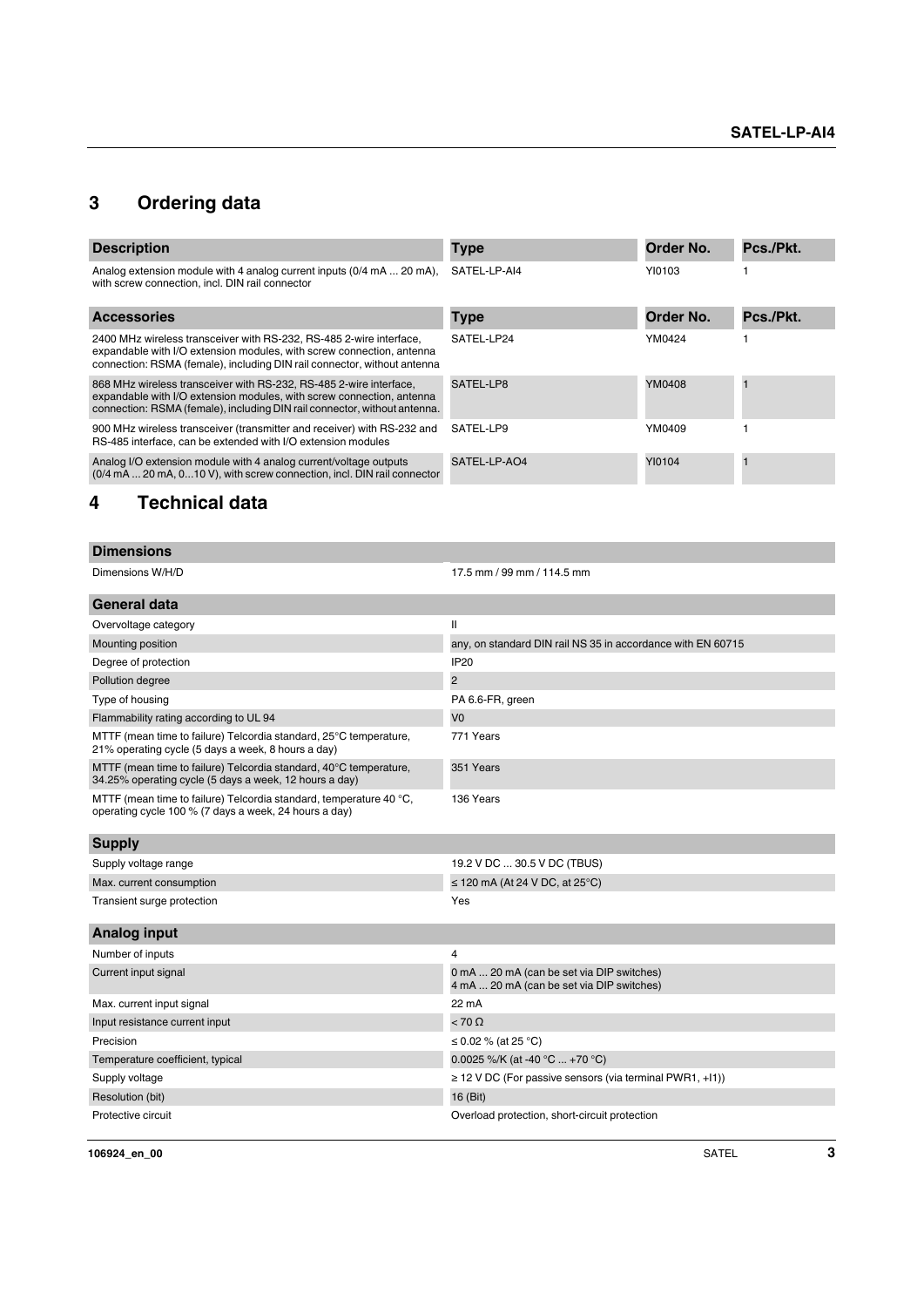## 3 Ordering data

| Description | Type | Order No. | Pcs./Pkt. |
|---|---|---|---|
| Analog extension module with 4 analog current inputs (0/4 mA ... 20 mA), with screw connection, incl. DIN rail connector | SATEL-LP-AI4 | YI0103 | 1 |

| Accessories | Type | Order No. | Pcs./Pkt. |
|---|---|---|---|
| 2400 MHz wireless transceiver with RS-232, RS-485 2-wire interface, expandable with I/O extension modules, with screw connection, antenna connection: RSMA (female), including DIN rail connector, without antenna | SATEL-LP24 | YM0424 | 1 |
| 868 MHz wireless transceiver with RS-232, RS-485 2-wire interface, expandable with I/O extension modules, with screw connection, antenna connection: RSMA (female), including DIN rail connector, without antenna. | SATEL-LP8 | YM0408 | 1 |
| 900 MHz wireless transceiver (transmitter and receiver) with RS-232 and RS-485 interface, can be extended with I/O extension modules | SATEL-LP9 | YM0409 | 1 |
| Analog I/O extension module with 4 analog current/voltage outputs (0/4 mA ... 20 mA, 0...10 V), with screw connection, incl. DIN rail connector | SATEL-LP-AO4 | YI0104 | 1 |

## 4 Technical data

| Dimensions | |
|---|---|
| Dimensions W/H/D | 17.5 mm / 99 mm / 114.5 mm |

| General data | |
|---|---|
| Overvoltage category | II |
| Mounting position | any, on standard DIN rail NS 35 in accordance with EN 60715 |
| Degree of protection | IP20 |
| Pollution degree | 2 |
| Type of housing | PA 6.6-FR, green |
| Flammability rating according to UL 94 | V0 |
| MTTF (mean time to failure) Telcordia standard, 25°C temperature, 21% operating cycle (5 days a week, 8 hours a day) | 771 Years |
| MTTF (mean time to failure) Telcordia standard, 40°C temperature, 34.25% operating cycle (5 days a week, 12 hours a day) | 351 Years |
| MTTF (mean time to failure) Telcordia standard, temperature 40 °C, operating cycle 100 % (7 days a week, 24 hours a day) | 136 Years |

| Supply | |
|---|---|
| Supply voltage range | 19.2 V DC ... 30.5 V DC (TBUS) |
| Max. current consumption | ≤ 120 mA (At 24 V DC, at 25°C) |
| Transient surge protection | Yes |

| Analog input | |
|---|---|
| Number of inputs | 4 |
| Current input signal | 0 mA ... 20 mA (can be set via DIP switches)<br>4 mA ... 20 mA (can be set via DIP switches) |
| Max. current input signal | 22 mA |
| Input resistance current input | < 70 Ω |
| Precision | ≤ 0.02 % (at 25 °C) |
| Temperature coefficient, typical | 0.0025 %/K (at -40 °C ... +70 °C) |
| Supply voltage | ≥ 12 V DC (For passive sensors (via terminal PWR1, +I1)) |
| Resolution (bit) | 16 (Bit) |
| Protective circuit | Overload protection, short-circuit protection |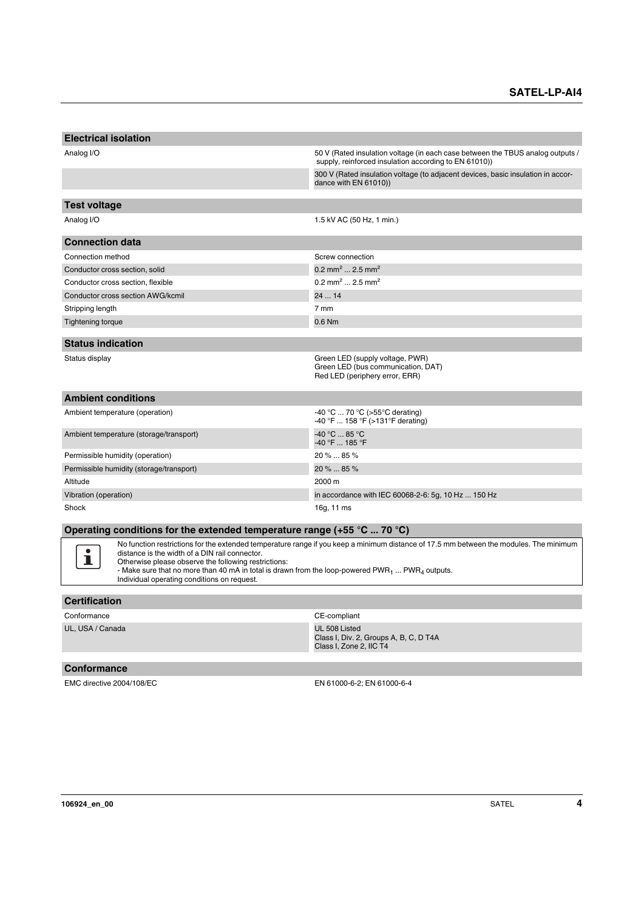## Electrical isolation

| | |
|---|---|
| Analog I/O | 50 V (Rated insulation voltage (in each case between the TBUS analog outputs / supply, reinforced insulation according to EN 61010)) |
| | 300 V (Rated insulation voltage (to adjacent devices, basic insulation in accordance with EN 61010)) |

## Test voltage

| | |
|---|---|
| Analog I/O | 1.5 kV AC (50 Hz, 1 min.) |

## Connection data

| | |
|---|---|
| Connection method | Screw connection |
| Conductor cross section, solid | 0.2 $mm^2$ ... 2.5 $mm^2$ |
| Conductor cross section, flexible | 0.2 $mm^2$ ... 2.5 $mm^2$ |
| Conductor cross section AWG/kcmil | 24 ... 14 |
| Stripping length | 7 mm |
| Tightening torque | 0.6 Nm |

## Status indication

| | |
|---|---|
| Status display | Green LED (supply voltage, PWR)<br>Green LED (bus communication, DAT)<br>Red LED (periphery error, ERR) |

## Ambient conditions

| | |
|---|---|
| Ambient temperature (operation) | -40 °C ... 70 °C (>55°C derating)<br>-40 °F ... 158 °F (>131°F derating) |
| Ambient temperature (storage/transport) | -40 °C ... 85 °C<br>-40 °F ... 185 °F |
| Permissible humidity (operation) | 20 % ... 85 % |
| Permissible humidity (storage/transport) | 20 % ... 85 % |
| Altitude | 2000 m |
| Vibration (operation) | in accordance with IEC 60068-2-6: 5g, 10 Hz ... 150 Hz |
| Shock | 16g, 11 ms |

## Operating conditions for the extended temperature range (+55 °C ... 70 °C)

No function restrictions for the extended temperature range if you keep a minimum distance of 17.5 mm between the modules. The minimum distance is the width of a DIN rail connector.
Otherwise please observe the following restrictions:
- Make sure that no more than 40 mA in total is drawn from the loop-powered $PWR_1$ ... $PWR_4$ outputs.
Individual operating conditions on request.

## Certification

| | |
|---|---|
| Conformance | CE-compliant |
| UL, USA / Canada | UL 508 Listed<br>Class I, Div. 2, Groups A, B, C, D T4A<br>Class I, Zone 2, IIC T4 |

## Conformance

| | |
|---|---|
| EMC directive 2004/108/EC | EN 61000-6-2; EN 61000-6-4 |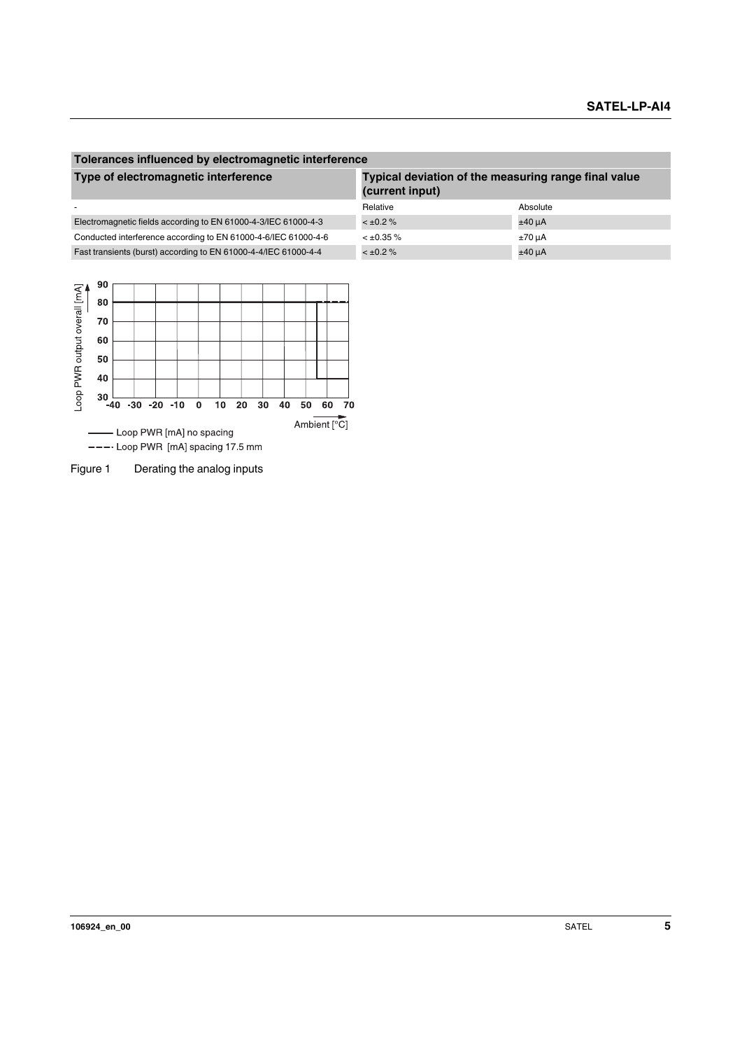| Tolerances influenced by electromagnetic interference | | |
|---|---|---|
| **Type of electromagnetic interference** | **Typical deviation of the measuring range final value (current input)** | |
| - | Relative | Absolute |
| Electromagnetic fields according to EN 61000-4-3/IEC 61000-4-3 | < ±0.2 % | ±40 µA |
| Conducted interference according to EN 61000-4-6/IEC 61000-4-6 | < ±0.35 % | ±70 µA |
| Fast transients (burst) according to EN 61000-4-4/IEC 61000-4-4 | < ±0.2 % | ±40 µA |

Figure 1 Derating the analog inputs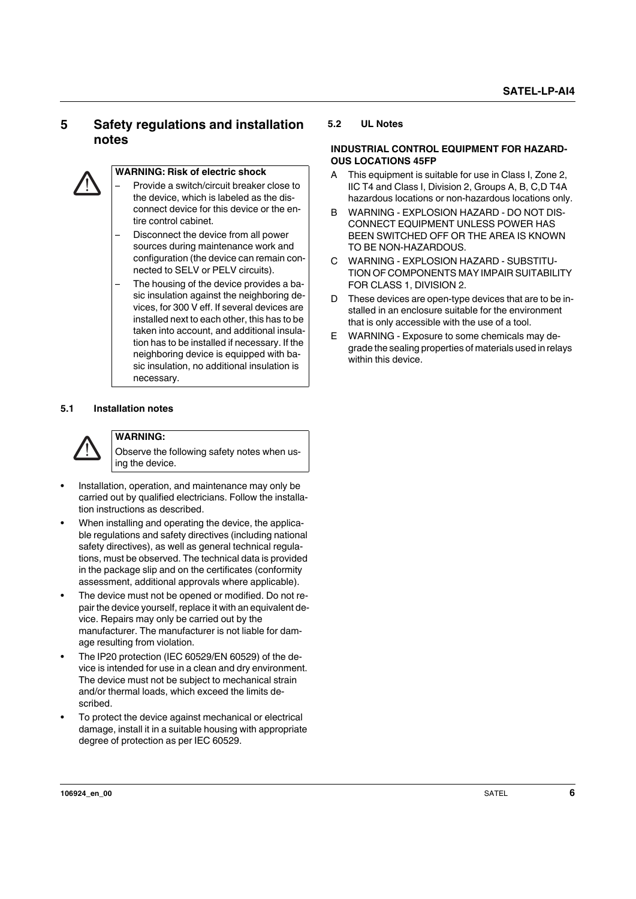# 5 Safety regulations and installation notes

> **WARNING: Risk of electric shock**
>
> – Provide a switch/circuit breaker close to the device, which is labeled as the disconnect device for this device or the entire control cabinet.
>
> – Disconnect the device from all power sources during maintenance work and configuration (the device can remain connected to SELV or PELV circuits).
>
> – The housing of the device provides a basic insulation against the neighboring devices, for 300 V eff. If several devices are installed next to each other, this has to be taken into account, and additional insulation has to be installed if necessary. If the neighboring device is equipped with basic insulation, no additional insulation is necessary.

## 5.1 Installation notes

> **WARNING:**
>
> Observe the following safety notes when using the device.

- Installation, operation, and maintenance may only be carried out by qualified electricians. Follow the installation instructions as described.
- When installing and operating the device, the applicable regulations and safety directives (including national safety directives), as well as general technical regulations, must be observed. The technical data is provided in the package slip and on the certificates (conformity assessment, additional approvals where applicable).
- The device must not be opened or modified. Do not repair the device yourself, replace it with an equivalent device. Repairs may only be carried out by the manufacturer. The manufacturer is not liable for damage resulting from violation.
- The IP20 protection (IEC 60529/EN 60529) of the device is intended for use in a clean and dry environment. The device must not be subject to mechanical strain and/or thermal loads, which exceed the limits described.
- To protect the device against mechanical or electrical damage, install it in a suitable housing with appropriate degree of protection as per IEC 60529.

## 5.2 UL Notes

**INDUSTRIAL CONTROL EQUIPMENT FOR HAZARDOUS LOCATIONS 45FP**

A This equipment is suitable for use in Class I, Zone 2, IIC T4 and Class I, Division 2, Groups A, B, C,D T4A hazardous locations or non-hazardous locations only.

B WARNING - EXPLOSION HAZARD - DO NOT DISCONNECT EQUIPMENT UNLESS POWER HAS BEEN SWITCHED OFF OR THE AREA IS KNOWN TO BE NON-HAZARDOUS.

C WARNING - EXPLOSION HAZARD - SUBSTITUTION OF COMPONENTS MAY IMPAIR SUITABILITY FOR CLASS 1, DIVISION 2.

D These devices are open-type devices that are to be installed in an enclosure suitable for the environment that is only accessible with the use of a tool.

E WARNING - Exposure to some chemicals may degrade the sealing properties of materials used in relays within this device.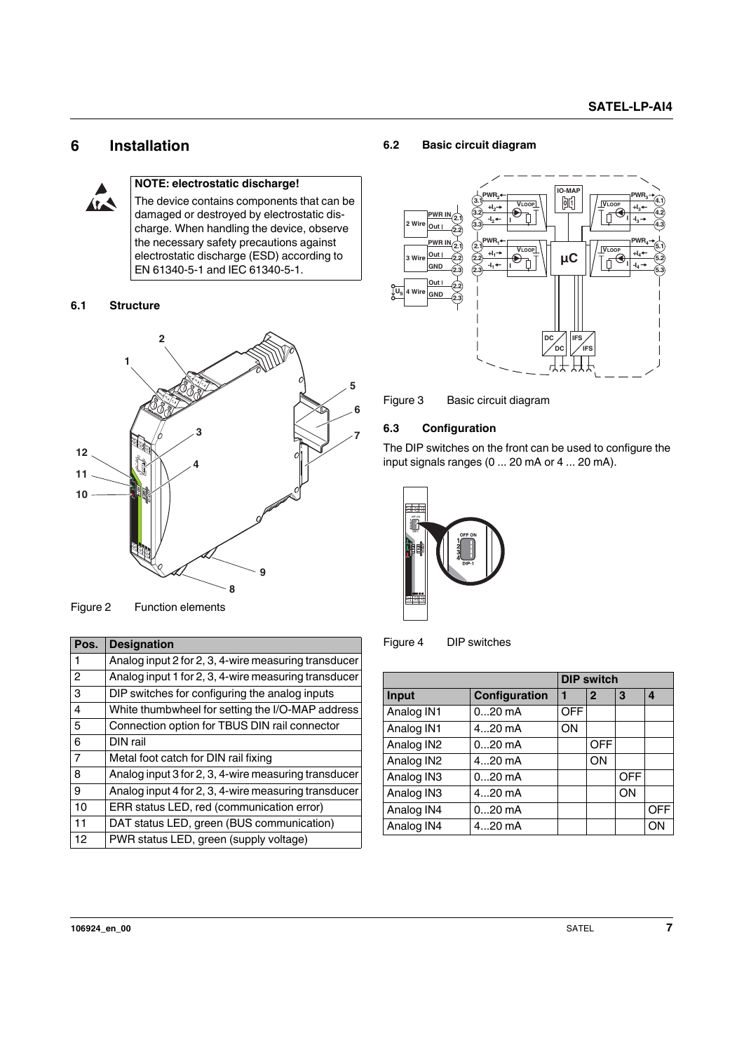# 6 Installation

**NOTE: electrostatic discharge!**

The device contains components that can be damaged or destroyed by electrostatic discharge. When handling the device, observe the necessary safety precautions against electrostatic discharge (ESD) according to EN 61340-5-1 and IEC 61340-5-1.

## 6.1 Structure

Figure 2 Function elements

| Pos. | Designation |
|---|---|
| 1 | Analog input 2 for 2, 3, 4-wire measuring transducer |
| 2 | Analog input 1 for 2, 3, 4-wire measuring transducer |
| 3 | DIP switches for configuring the analog inputs |
| 4 | White thumbwheel for setting the I/O-MAP address |
| 5 | Connection option for TBUS DIN rail connector |
| 6 | DIN rail |
| 7 | Metal foot catch for DIN rail fixing |
| 8 | Analog input 3 for 2, 3, 4-wire measuring transducer |
| 9 | Analog input 4 for 2, 3, 4-wire measuring transducer |
| 10 | ERR status LED, red (communication error) |
| 11 | DAT status LED, green (BUS communication) |
| 12 | PWR status LED, green (supply voltage) |

## 6.2 Basic circuit diagram

Figure 3 Basic circuit diagram

## 6.3 Configuration

The DIP switches on the front can be used to configure the input signals ranges (0 ... 20 mA or 4 ... 20 mA).

Figure 4 DIP switches

| | | DIP switch | | | |
|---|---|---|---|---|---|
| **Input** | **Configuration** | **1** | **2** | **3** | **4** |
| Analog IN1 | 0...20 mA | OFF | | | |
| Analog IN1 | 4...20 mA | ON | | | |
| Analog IN2 | 0...20 mA | | OFF | | |
| Analog IN2 | 4...20 mA | | ON | | |
| Analog IN3 | 0...20 mA | | | OFF | |
| Analog IN3 | 4...20 mA | | | ON | |
| Analog IN4 | 0...20 mA | | | | OFF |
| Analog IN4 | 4...20 mA | | | | ON |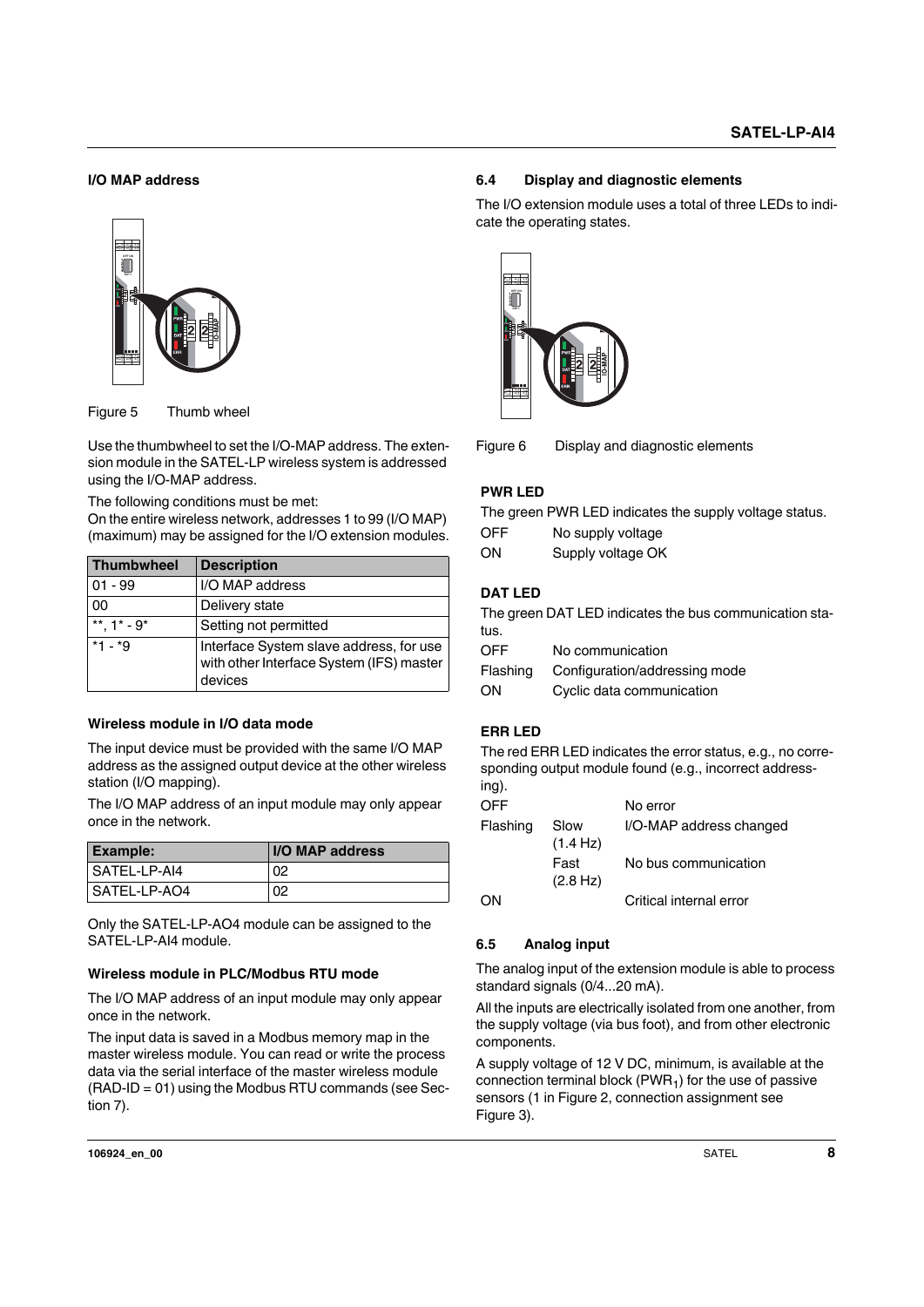### I/O MAP address

Figure 5 Thumb wheel

Use the thumbwheel to set the I/O-MAP address. The extension module in the SATEL-LP wireless system is addressed using the I/O-MAP address.

The following conditions must be met:
On the entire wireless network, addresses 1 to 99 (I/O MAP) (maximum) may be assigned for the I/O extension modules.

| Thumbwheel | Description |
|---|---|
| 01 - 99 | I/O MAP address |
| 00 | Delivery state |
| **, 1* - 9* | Setting not permitted |
| *1 - *9 | Interface System slave address, for use with other Interface System (IFS) master devices |

### Wireless module in I/O data mode

The input device must be provided with the same I/O MAP address as the assigned output device at the other wireless station (I/O mapping).

The I/O MAP address of an input module may only appear once in the network.

| Example: | I/O MAP address |
|---|---|
| SATEL-LP-AI4 | 02 |
| SATEL-LP-AO4 | 02 |

Only the SATEL-LP-AO4 module can be assigned to the SATEL-LP-AI4 module.

### Wireless module in PLC/Modbus RTU mode

The I/O MAP address of an input module may only appear once in the network.

The input data is saved in a Modbus memory map in the master wireless module. You can read or write the process data via the serial interface of the master wireless module (RAD-ID = 01) using the Modbus RTU commands (see Section 7).

## 6.4 Display and diagnostic elements

The I/O extension module uses a total of three LEDs to indicate the operating states.

Figure 6 Display and diagnostic elements

#### PWR LED

The green PWR LED indicates the supply voltage status.

| | |
|---|---|
| OFF | No supply voltage |
| ON | Supply voltage OK |

#### DAT LED

The green DAT LED indicates the bus communication status.

| | |
|---|---|
| OFF | No communication |
| Flashing | Configuration/addressing mode |
| ON | Cyclic data communication |

#### ERR LED

The red ERR LED indicates the error status, e.g., no corresponding output module found (e.g., incorrect addressing).

| | | |
|---|---|---|
| OFF | | No error |
| Flashing | Slow (1.4 Hz) | I/O-MAP address changed |
| | Fast (2.8 Hz) | No bus communication |
| ON | | Critical internal error |

## 6.5 Analog input

The analog input of the extension module is able to process standard signals (0/4...20 mA).

All the inputs are electrically isolated from one another, from the supply voltage (via bus foot), and from other electronic components.

A supply voltage of 12 V DC, minimum, is available at the connection terminal block ($PWR_1$) for the use of passive sensors (1 in Figure 2, connection assignment see Figure 3).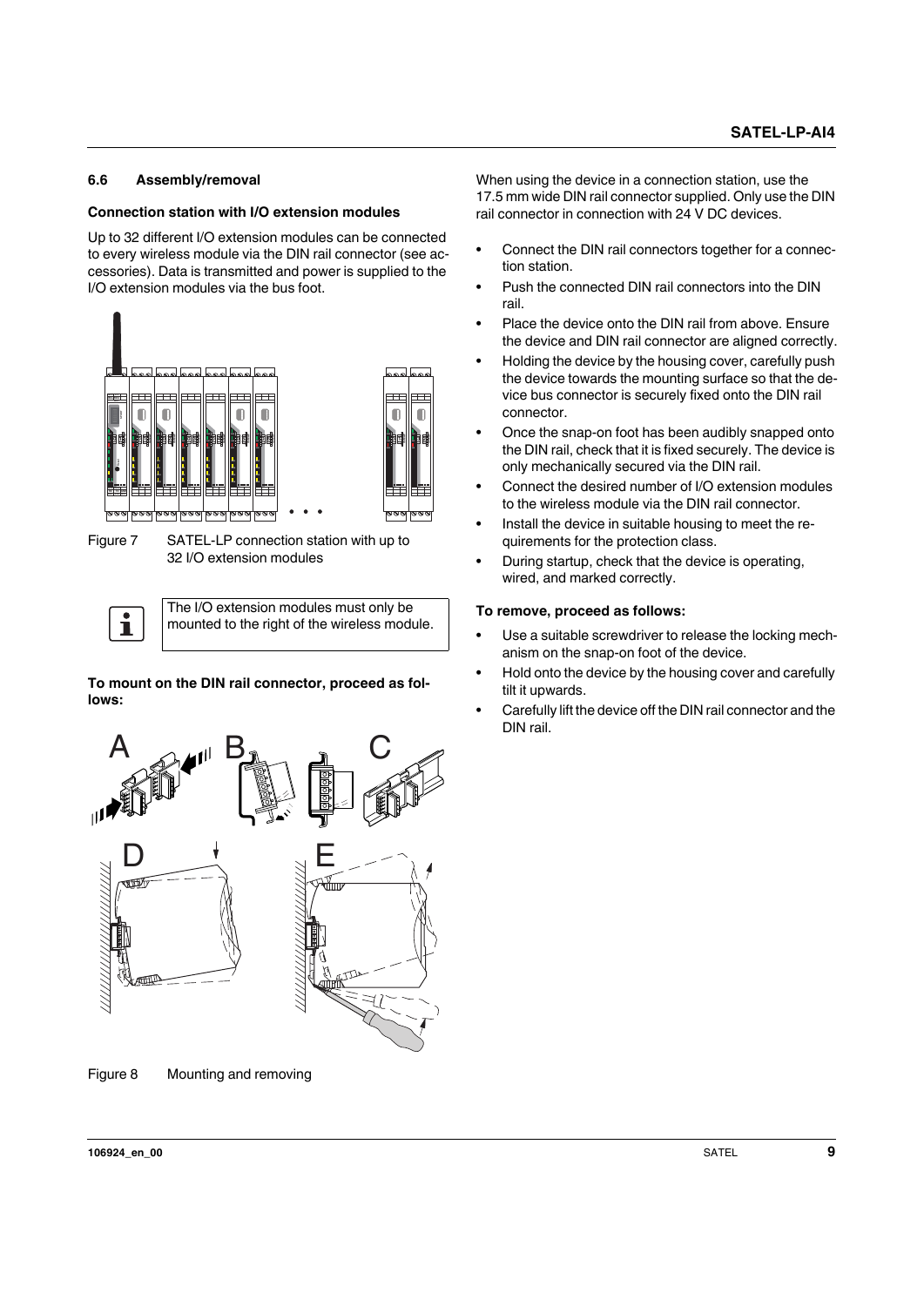## 6.6 Assembly/removal

### Connection station with I/O extension modules

Up to 32 different I/O extension modules can be connected to every wireless module via the DIN rail connector (see accessories). Data is transmitted and power is supplied to the I/O extension modules via the bus foot.

Figure 7 SATEL-LP connection station with up to 32 I/O extension modules

> The I/O extension modules must only be mounted to the right of the wireless module.

**To mount on the DIN rail connector, proceed as follows:**

Figure 8 Mounting and removing

When using the device in a connection station, use the 17.5 mm wide DIN rail connector supplied. Only use the DIN rail connector in connection with 24 V DC devices.

- Connect the DIN rail connectors together for a connection station.
- Push the connected DIN rail connectors into the DIN rail.
- Place the device onto the DIN rail from above. Ensure the device and DIN rail connector are aligned correctly.
- Holding the device by the housing cover, carefully push the device towards the mounting surface so that the device bus connector is securely fixed onto the DIN rail connector.
- Once the snap-on foot has been audibly snapped onto the DIN rail, check that it is fixed securely. The device is only mechanically secured via the DIN rail.
- Connect the desired number of I/O extension modules to the wireless module via the DIN rail connector.
- Install the device in suitable housing to meet the requirements for the protection class.
- During startup, check that the device is operating, wired, and marked correctly.

**To remove, proceed as follows:**

- Use a suitable screwdriver to release the locking mechanism on the snap-on foot of the device.
- Hold onto the device by the housing cover and carefully tilt it upwards.
- Carefully lift the device off the DIN rail connector and the DIN rail.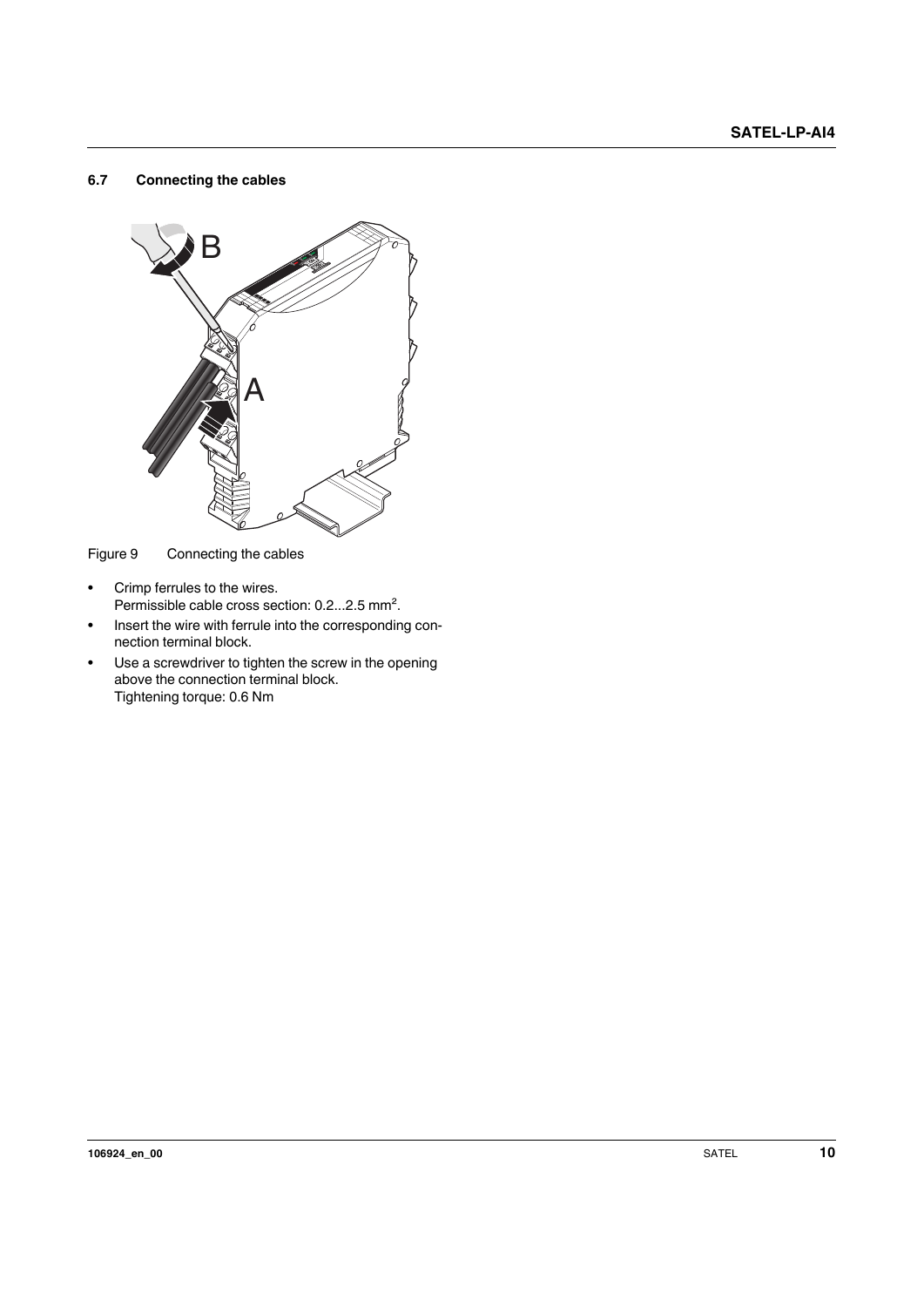## 6.7 Connecting the cables

Figure 9 Connecting the cables

- Crimp ferrules to the wires.
  Permissible cable cross section: 0.2...2.5 mm².
- Insert the wire with ferrule into the corresponding connection terminal block.
- Use a screwdriver to tighten the screw in the opening above the connection terminal block.
  Tightening torque: 0.6 Nm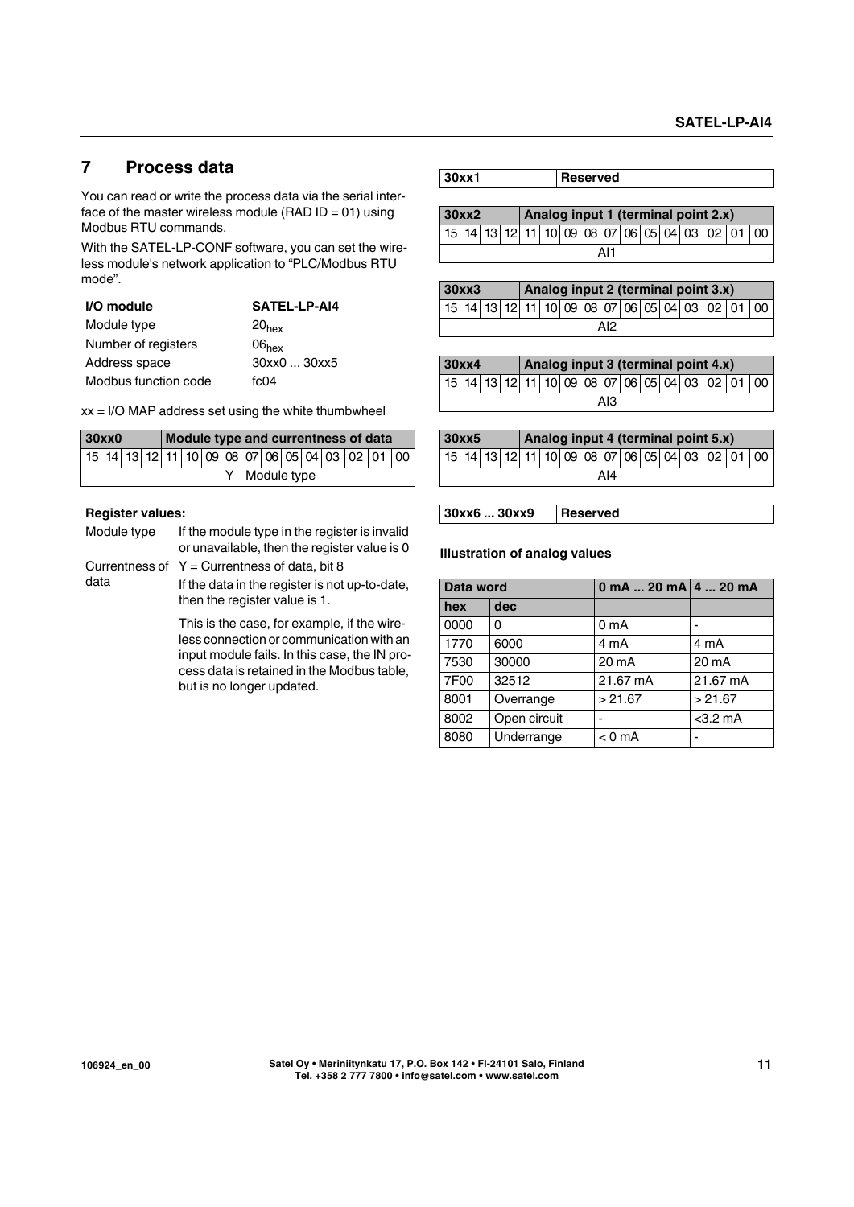## 7 Process data

You can read or write the process data via the serial interface of the master wireless module (RAD ID = 01) using Modbus RTU commands.

With the SATEL-LP-CONF software, you can set the wireless module's network application to "PLC/Modbus RTU mode".

| I/O module | SATEL-LP-AI4 |
|---|---|
| Module type | $20_{hex}$ |
| Number of registers | $06_{hex}$ |
| Address space | 30xx0 ... 30xx5 |
| Modbus function code | fc04 |

xx = I/O MAP address set using the white thumbwheel

| 30xx0 | | | | | | | | Module type and currentness of data | | | | | | | |
|---|---|---|---|---|---|---|---|---|---|---|---|---|---|---|---|
| 15 | 14 | 13 | 12 | 11 | 10 | 09 | 08 | 07 | 06 | 05 | 04 | 03 | 02 | 01 | 00 |
| | | | | | | | Y | Module type | | | | | | | |

**Register values:**

Module type: If the module type in the register is invalid or unavailable, then the register value is 0

Currentness of data: Y = Currentness of data, bit 8

If the data in the register is not up-to-date, then the register value is 1.

This is the case, for example, if the wireless connection or communication with an input module fails. In this case, the IN process data is retained in the Modbus table, but is no longer updated.

| 30xx1 | Reserved |
|---|---|

| 30xx2 | | | | | | | | Analog input 1 (terminal point 2.x) | | | | | | | |
|---|---|---|---|---|---|---|---|---|---|---|---|---|---|---|---|
| 15 | 14 | 13 | 12 | 11 | 10 | 09 | 08 | 07 | 06 | 05 | 04 | 03 | 02 | 01 | 00 |
| AI1 | | | | | | | | | | | | | | | |

| 30xx3 | | | | | | | | Analog input 2 (terminal point 3.x) | | | | | | | |
|---|---|---|---|---|---|---|---|---|---|---|---|---|---|---|---|
| 15 | 14 | 13 | 12 | 11 | 10 | 09 | 08 | 07 | 06 | 05 | 04 | 03 | 02 | 01 | 00 |
| AI2 | | | | | | | | | | | | | | | |

| 30xx4 | | | | | | | | Analog input 3 (terminal point 4.x) | | | | | | | |
|---|---|---|---|---|---|---|---|---|---|---|---|---|---|---|---|
| 15 | 14 | 13 | 12 | 11 | 10 | 09 | 08 | 07 | 06 | 05 | 04 | 03 | 02 | 01 | 00 |
| AI3 | | | | | | | | | | | | | | | |

| 30xx5 | | | | | | | | Analog input 4 (terminal point 5.x) | | | | | | | |
|---|---|---|---|---|---|---|---|---|---|---|---|---|---|---|---|
| 15 | 14 | 13 | 12 | 11 | 10 | 09 | 08 | 07 | 06 | 05 | 04 | 03 | 02 | 01 | 00 |
| AI4 | | | | | | | | | | | | | | | |

| 30xx6 ... 30xx9 | Reserved |
|---|---|

**Illustration of analog values**

| Data word | | 0 mA ... 20 mA | 4 ... 20 mA |
|---|---|---|---|
| hex | dec | | |
| 0000 | 0 | 0 mA | - |
| 1770 | 6000 | 4 mA | 4 mA |
| 7530 | 30000 | 20 mA | 20 mA |
| 7F00 | 32512 | 21.67 mA | 21.67 mA |
| 8001 | Overrange | > 21.67 | > 21.67 |
| 8002 | Open circuit | - | <3.2 mA |
| 8080 | Underrange | < 0 mA | - |